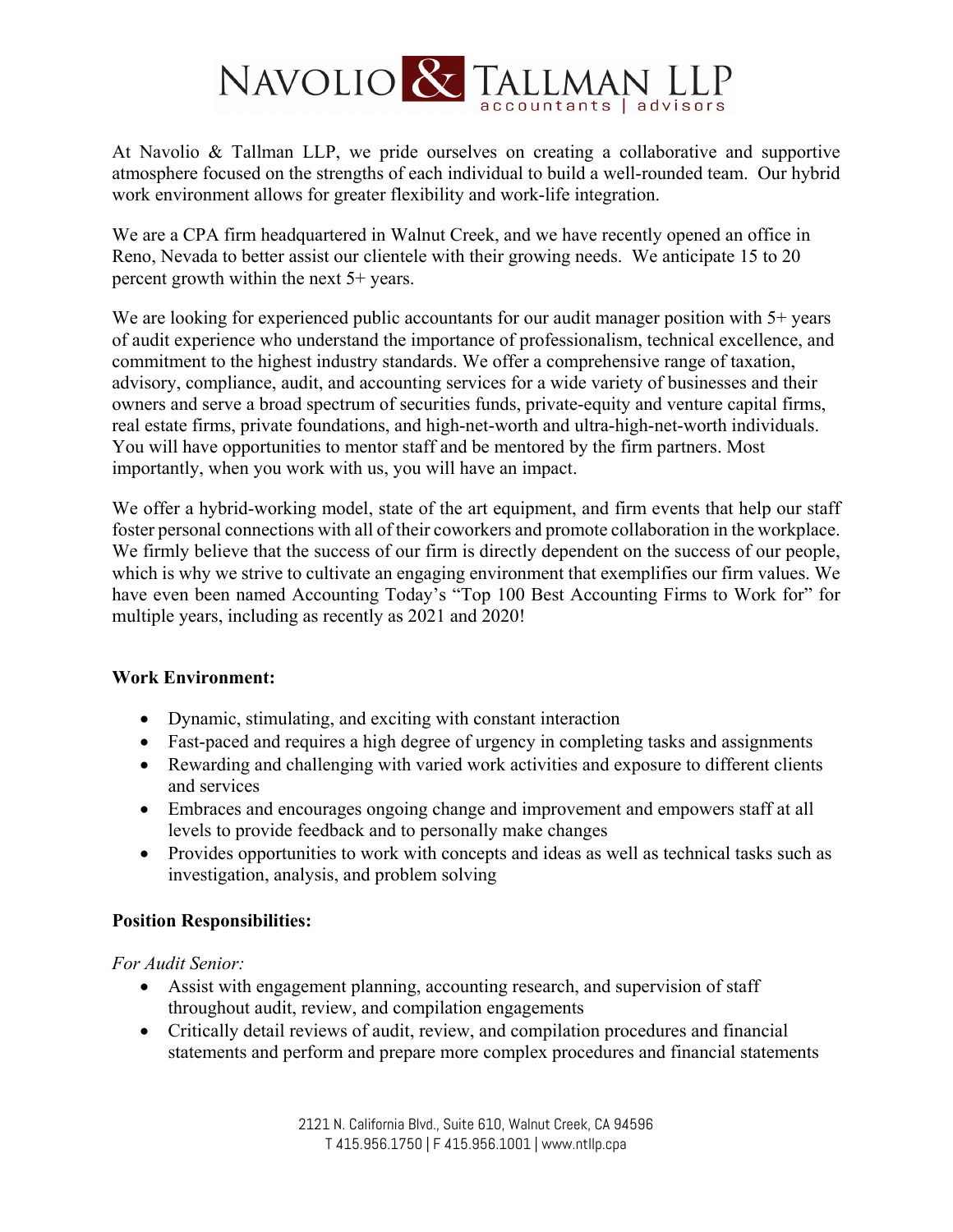# NAVOLIO & TALLMAN LLP

accountants | advisors

At Navolio & Tallman LLP, we pride ourselves on creating a collaborative and supportive atmosphere focused on the strengths of each individual to build a well-rounded team. Our hybrid work environment allows for greater flexibility and work-life integration.

We are a CPA firm headquartered in Walnut Creek, and we have recently opened an office in Reno, Nevada to better assist our clientele with their growing needs. We anticipate 15 to 20 percent growth within the next 5+ years.

We are looking for experienced public accountants for our audit manager position with 5+ years of audit experience who understand the importance of professionalism, technical excellence, and commitment to the highest industry standards. We offer a comprehensive range of taxation, advisory, compliance, audit, and accounting services for a wide variety of businesses and their owners and serve a broad spectrum of securities funds, private-equity and venture capital firms, real estate firms, private foundations, and high-net-worth and ultra-high-net-worth individuals. You will have opportunities to mentor staff and be mentored by the firm partners. Most importantly, when you work with us, you will have an impact.

We offer a hybrid-working model, state of the art equipment, and firm events that help our staff foster personal connections with all of their coworkers and promote collaboration in the workplace. We firmly believe that the success of our firm is directly dependent on the success of our people, which is why we strive to cultivate an engaging environment that exemplifies our firm values. We have even been named Accounting Today's "Top 100 Best Accounting Firms to Work for" for multiple years, including as recently as 2021 and 2020!

**Work Environment:**

- Dynamic, stimulating, and exciting with constant interaction
- Fast-paced and requires a high degree of urgency in completing tasks and assignments
- Rewarding and challenging with varied work activities and exposure to different clients and services
- Embraces and encourages ongoing change and improvement and empowers staff at all levels to provide feedback and to personally make changes
- Provides opportunities to work with concepts and ideas as well as technical tasks such as investigation, analysis, and problem solving

**Position Responsibilities:**

*For Audit Senior:*

- Assist with engagement planning, accounting research, and supervision of staff throughout audit, review, and compilation engagements
- Critically detail reviews of audit, review, and compilation procedures and financial statements and perform and prepare more complex procedures and financial statements

2121 N. California Blvd., Suite 610, Walnut Creek, CA 94596
T 415.956.1750 | F 415.956.1001 | www.ntllp.cpa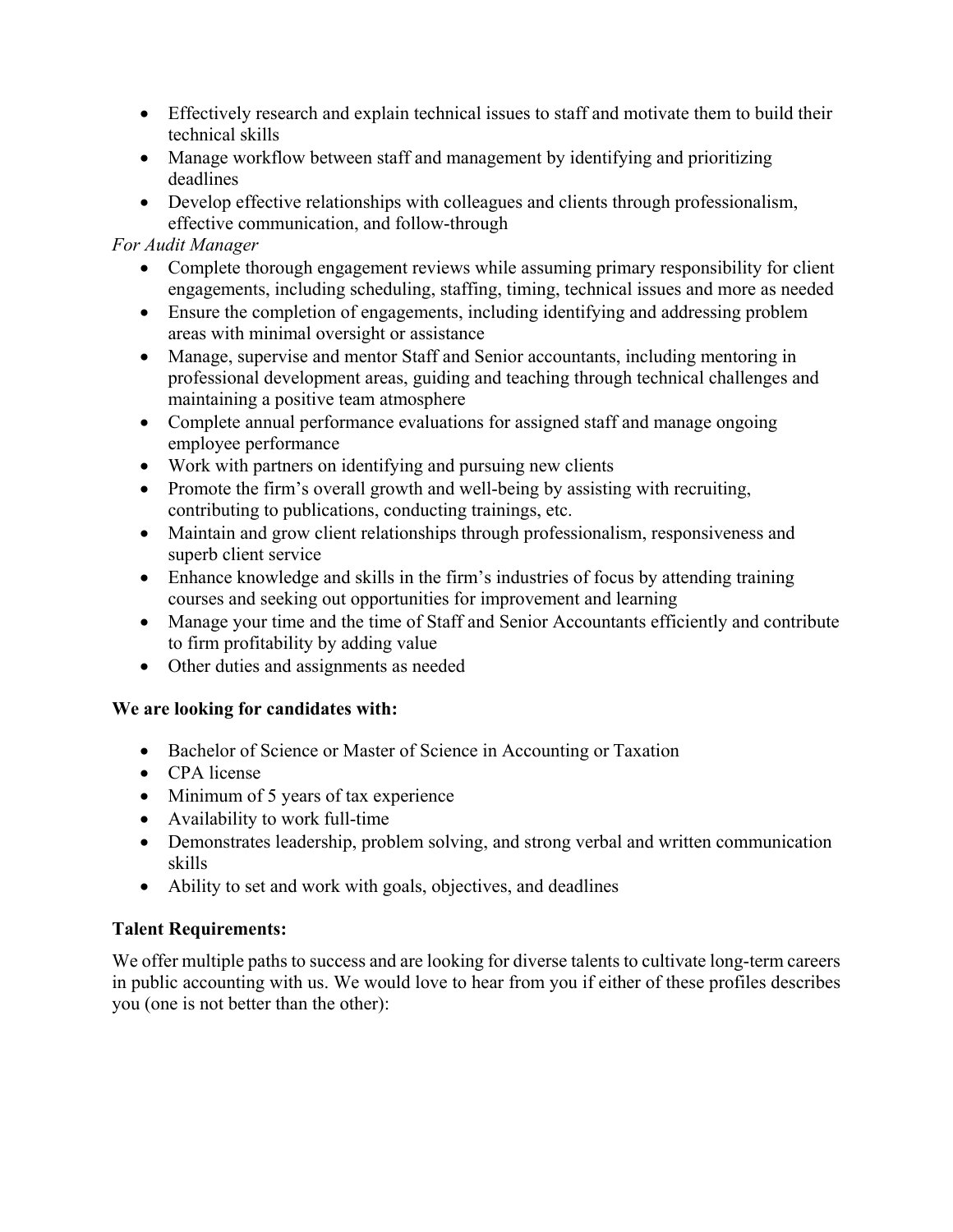- Effectively research and explain technical issues to staff and motivate them to build their technical skills
- Manage workflow between staff and management by identifying and prioritizing deadlines
- Develop effective relationships with colleagues and clients through professionalism, effective communication, and follow-through

*For Audit Manager*

- Complete thorough engagement reviews while assuming primary responsibility for client engagements, including scheduling, staffing, timing, technical issues and more as needed
- Ensure the completion of engagements, including identifying and addressing problem areas with minimal oversight or assistance
- Manage, supervise and mentor Staff and Senior accountants, including mentoring in professional development areas, guiding and teaching through technical challenges and maintaining a positive team atmosphere
- Complete annual performance evaluations for assigned staff and manage ongoing employee performance
- Work with partners on identifying and pursuing new clients
- Promote the firm's overall growth and well-being by assisting with recruiting, contributing to publications, conducting trainings, etc.
- Maintain and grow client relationships through professionalism, responsiveness and superb client service
- Enhance knowledge and skills in the firm's industries of focus by attending training courses and seeking out opportunities for improvement and learning
- Manage your time and the time of Staff and Senior Accountants efficiently and contribute to firm profitability by adding value
- Other duties and assignments as needed

**We are looking for candidates with:**

- Bachelor of Science or Master of Science in Accounting or Taxation
- CPA license
- Minimum of 5 years of tax experience
- Availability to work full-time
- Demonstrates leadership, problem solving, and strong verbal and written communication skills
- Ability to set and work with goals, objectives, and deadlines

**Talent Requirements:**

We offer multiple paths to success and are looking for diverse talents to cultivate long-term careers in public accounting with us. We would love to hear from you if either of these profiles describes you (one is not better than the other):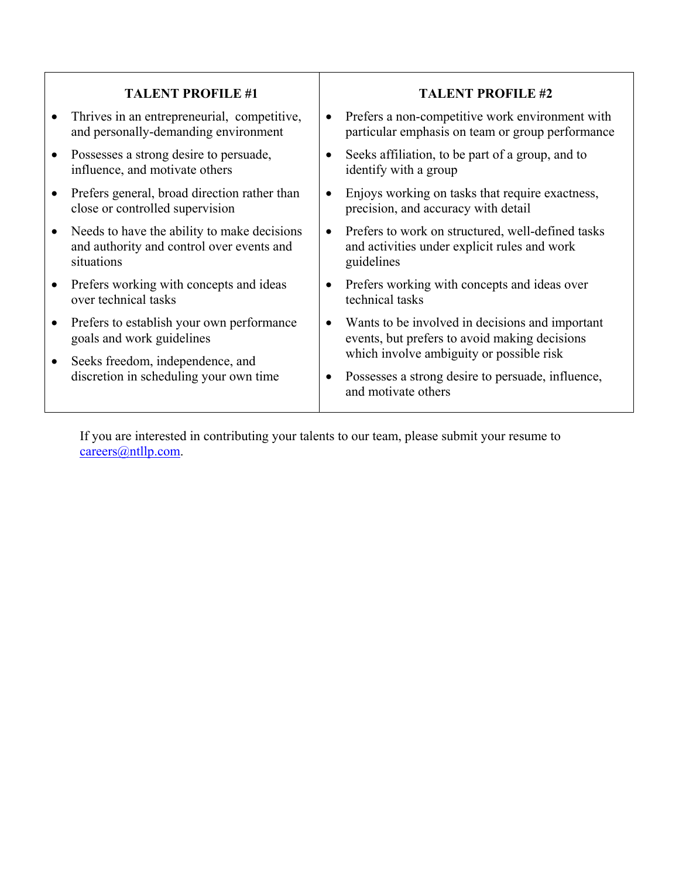| TALENT PROFILE #1 | TALENT PROFILE #2 |
| --- | --- |
| • Thrives in an entrepreneurial, competitive, and personally-demanding environment<br>• Possesses a strong desire to persuade, influence, and motivate others<br>• Prefers general, broad direction rather than close or controlled supervision<br>• Needs to have the ability to make decisions and authority and control over events and situations<br>• Prefers working with concepts and ideas over technical tasks<br>• Prefers to establish your own performance goals and work guidelines<br>• Seeks freedom, independence, and discretion in scheduling your own time | • Prefers a non-competitive work environment with particular emphasis on team or group performance<br>• Seeks affiliation, to be part of a group, and to identify with a group<br>• Enjoys working on tasks that require exactness, precision, and accuracy with detail<br>• Prefers to work on structured, well-defined tasks and activities under explicit rules and work guidelines<br>• Prefers working with concepts and ideas over technical tasks<br>• Wants to be involved in decisions and important events, but prefers to avoid making decisions which involve ambiguity or possible risk<br>• Possesses a strong desire to persuade, influence, and motivate others |

If you are interested in contributing your talents to our team, please submit your resume to careers@ntllp.com.